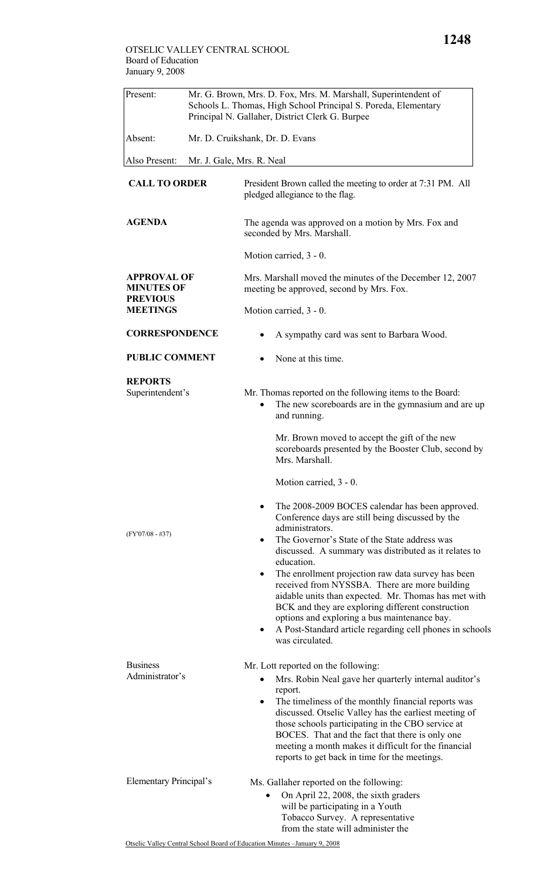OTSELIC VALLEY CENTRAL SCHOOL
Board of Education
January 9, 2008

| | |
|---|---|
| Present: | Mr. G. Brown, Mrs. D. Fox, Mrs. M. Marshall, Superintendent of Schools L. Thomas, High School Principal S. Poreda, Elementary Principal N. Gallaher, District Clerk G. Burpee |
| Absent: | Mr. D. Cruikshank, Dr. D. Evans |
| Also Present: | Mr. J. Gale, Mrs. R. Neal |

**CALL TO ORDER**

President Brown called the meeting to order at 7:31 PM. All pledged allegiance to the flag.

**AGENDA**

The agenda was approved on a motion by Mrs. Fox and seconded by Mrs. Marshall.

Motion carried, 3 - 0.

**APPROVAL OF MINUTES OF PREVIOUS MEETINGS**

Mrs. Marshall moved the minutes of the December 12, 2007 meeting be approved, second by Mrs. Fox.

Motion carried, 3 - 0.

**CORRESPONDENCE**

- A sympathy card was sent to Barbara Wood.

**PUBLIC COMMENT**

- None at this time.

**REPORTS**

Superintendent's

Mr. Thomas reported on the following items to the Board:

- The new scoreboards are in the gymnasium and are up and running.

  Mr. Brown moved to accept the gift of the new scoreboards presented by the Booster Club, second by Mrs. Marshall.

  (FY'07/08 - #37)

  Motion carried, 3 - 0.

- The 2008-2009 BOCES calendar has been approved. Conference days are still being discussed by the administrators.
- The Governor's State of the State address was discussed. A summary was distributed as it relates to education.
- The enrollment projection raw data survey has been received from NYSSBA. There are more building aidable units than expected. Mr. Thomas has met with BCK and they are exploring different construction options and exploring a bus maintenance bay.
- A Post-Standard article regarding cell phones in schools was circulated.

Business Administrator's

Mr. Lott reported on the following:

- Mrs. Robin Neal gave her quarterly internal auditor's report.
- The timeliness of the monthly financial reports was discussed. Otselic Valley has the earliest meeting of those schools participating in the CBO service at BOCES. That and the fact that there is only one meeting a month makes it difficult for the financial reports to get back in time for the meetings.

Elementary Principal's

Ms. Gallaher reported on the following:

- On April 22, 2008, the sixth graders will be participating in a Youth Tobacco Survey. A representative from the state will administer the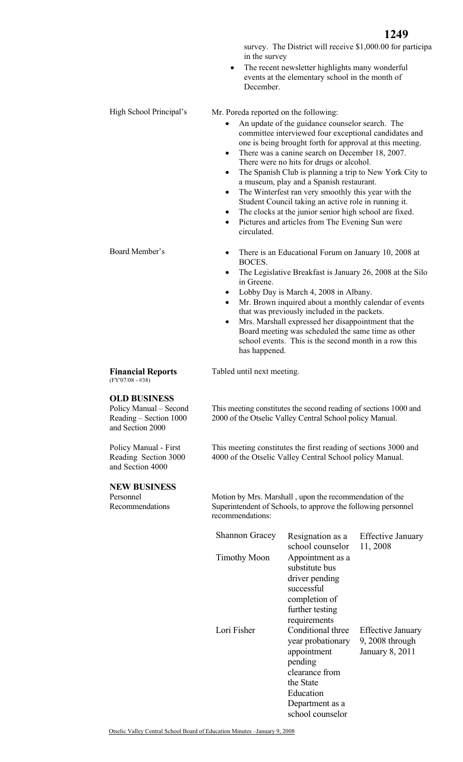survey. The District will receive $1,000.00 for participa in the survey

- The recent newsletter highlights many wonderful events at the elementary school in the month of December.

High School Principal's

Mr. Poreda reported on the following:

- An update of the guidance counselor search. The committee interviewed four exceptional candidates and one is being brought forth for approval at this meeting.
- There was a canine search on December 18, 2007. There were no hits for drugs or alcohol.
- The Spanish Club is planning a trip to New York City to a museum, play and a Spanish restaurant.
- The Winterfest ran very smoothly this year with the Student Council taking an active role in running it.
- The clocks at the junior senior high school are fixed.
- Pictures and articles from The Evening Sun were circulated.

Board Member's

- There is an Educational Forum on January 10, 2008 at BOCES.
- The Legislative Breakfast is January 26, 2008 at the Silo in Greene.
- Lobby Day is March 4, 2008 in Albany.
- Mr. Brown inquired about a monthly calendar of events that was previously included in the packets.
- Mrs. Marshall expressed her disappointment that the Board meeting was scheduled the same time as other school events. This is the second month in a row this has happened.

**Financial Reports**
(FY'07/08 - #38)

Tabled until next meeting.

## OLD BUSINESS

Policy Manual – Second Reading – Section 1000 and Section 2000

This meeting constitutes the second reading of sections 1000 and 2000 of the Otselic Valley Central School policy Manual.

Policy Manual - First Reading Section 3000 and Section 4000

This meeting constitutes the first reading of sections 3000 and 4000 of the Otselic Valley Central School policy Manual.

## NEW BUSINESS

Personnel Recommendations

Motion by Mrs. Marshall , upon the recommendation of the Superintendent of Schools, to approve the following personnel recommendations:

| | | |
|---|---|---|
| Shannon Gracey | Resignation as a school counselor | Effective January 11, 2008 |
| Timothy Moon | Appointment as a substitute bus driver pending successful completion of further testing requirements | |
| Lori Fisher | Conditional three year probationary appointment pending clearance from the State Education Department as a school counselor | Effective January 9, 2008 through January 8, 2011 |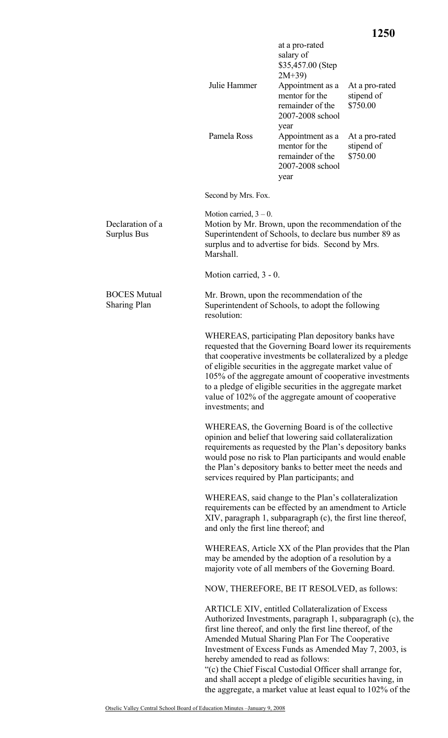| | | |
|---|---|---|
| | at a pro-rated salary of $35,457.00 (Step 2M+39) | |
| Julie Hammer | Appointment as a mentor for the remainder of the 2007-2008 school year | At a pro-rated stipend of $750.00 |
| Pamela Ross | Appointment as a mentor for the remainder of the 2007-2008 school year | At a pro-rated stipend of $750.00 |

Second by Mrs. Fox.

Motion carried, 3 – 0.

**Declaration of a Surplus Bus**

Motion by Mr. Brown, upon the recommendation of the Superintendent of Schools, to declare bus number 89 as surplus and to advertise for bids. Second by Mrs. Marshall.

Motion carried, 3 - 0.

**BOCES Mutual Sharing Plan**

Mr. Brown, upon the recommendation of the Superintendent of Schools, to adopt the following resolution:

WHEREAS, participating Plan depository banks have requested that the Governing Board lower its requirements that cooperative investments be collateralized by a pledge of eligible securities in the aggregate market value of 105% of the aggregate amount of cooperative investments to a pledge of eligible securities in the aggregate market value of 102% of the aggregate amount of cooperative investments; and

WHEREAS, the Governing Board is of the collective opinion and belief that lowering said collateralization requirements as requested by the Plan's depository banks would pose no risk to Plan participants and would enable the Plan's depository banks to better meet the needs and services required by Plan participants; and

WHEREAS, said change to the Plan's collateralization requirements can be effected by an amendment to Article XIV, paragraph 1, subparagraph (c), the first line thereof, and only the first line thereof; and

WHEREAS, Article XX of the Plan provides that the Plan may be amended by the adoption of a resolution by a majority vote of all members of the Governing Board.

NOW, THEREFORE, BE IT RESOLVED, as follows:

ARTICLE XIV, entitled Collateralization of Excess Authorized Investments, paragraph 1, subparagraph (c), the first line thereof, and only the first line thereof, of the Amended Mutual Sharing Plan For The Cooperative Investment of Excess Funds as Amended May 7, 2003, is hereby amended to read as follows:
"(c) the Chief Fiscal Custodial Officer shall arrange for, and shall accept a pledge of eligible securities having, in the aggregate, a market value at least equal to 102% of the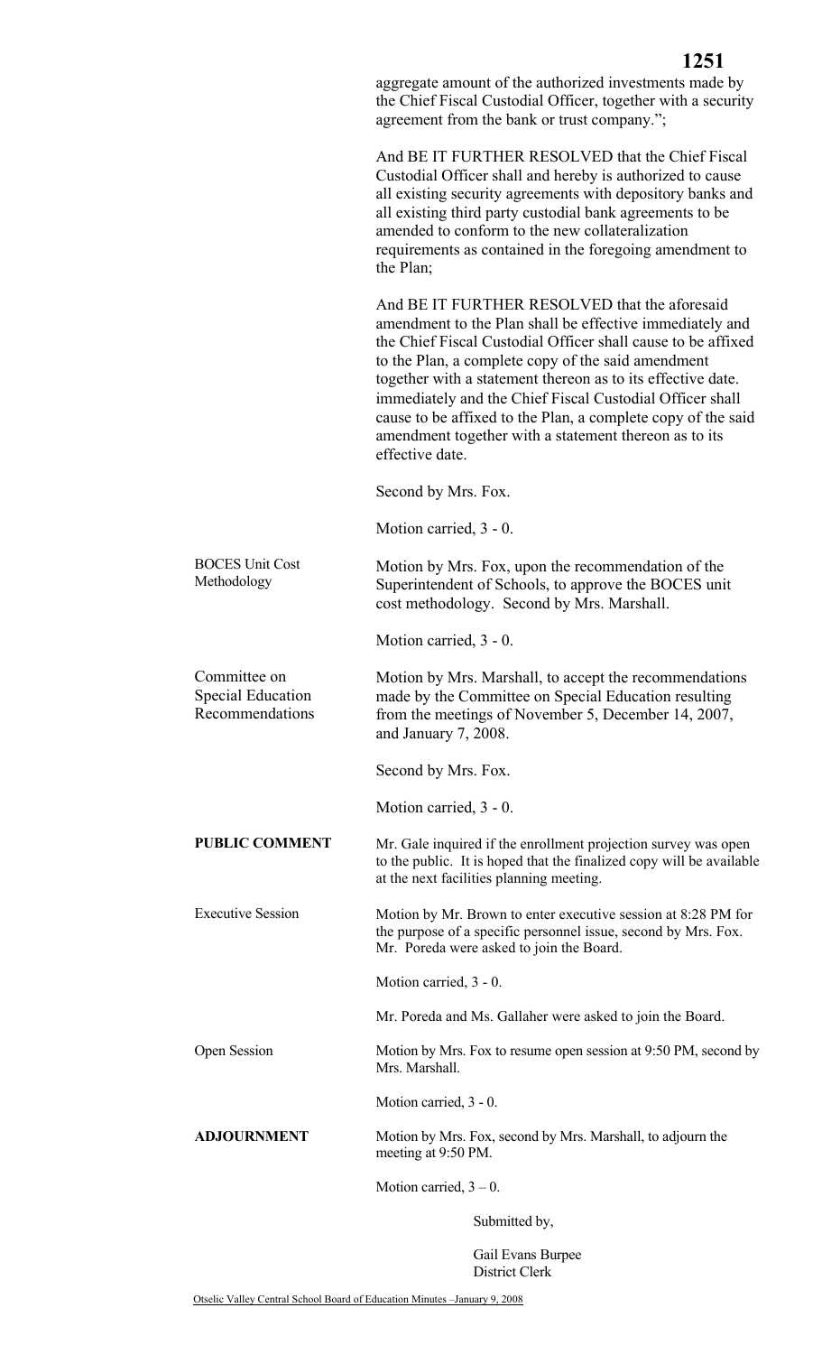aggregate amount of the authorized investments made by the Chief Fiscal Custodial Officer, together with a security agreement from the bank or trust company.";

And BE IT FURTHER RESOLVED that the Chief Fiscal Custodial Officer shall and hereby is authorized to cause all existing security agreements with depository banks and all existing third party custodial bank agreements to be amended to conform to the new collateralization requirements as contained in the foregoing amendment to the Plan;

And BE IT FURTHER RESOLVED that the aforesaid amendment to the Plan shall be effective immediately and the Chief Fiscal Custodial Officer shall cause to be affixed to the Plan, a complete copy of the said amendment together with a statement thereon as to its effective date. immediately and the Chief Fiscal Custodial Officer shall cause to be affixed to the Plan, a complete copy of the said amendment together with a statement thereon as to its effective date.

Second by Mrs. Fox.

Motion carried, 3 - 0.

BOCES Unit Cost Methodology

Motion by Mrs. Fox, upon the recommendation of the Superintendent of Schools, to approve the BOCES unit cost methodology. Second by Mrs. Marshall.

Motion carried, 3 - 0.

Committee on Special Education Recommendations

Motion by Mrs. Marshall, to accept the recommendations made by the Committee on Special Education resulting from the meetings of November 5, December 14, 2007, and January 7, 2008.

Second by Mrs. Fox.

Motion carried, 3 - 0.

**PUBLIC COMMENT**

Mr. Gale inquired if the enrollment projection survey was open to the public. It is hoped that the finalized copy will be available at the next facilities planning meeting.

Executive Session

Motion by Mr. Brown to enter executive session at 8:28 PM for the purpose of a specific personnel issue, second by Mrs. Fox. Mr. Poreda were asked to join the Board.

Motion carried, 3 - 0.

Mr. Poreda and Ms. Gallaher were asked to join the Board.

Open Session

Motion by Mrs. Fox to resume open session at 9:50 PM, second by Mrs. Marshall.

Motion carried, 3 - 0.

**ADJOURNMENT**

Motion by Mrs. Fox, second by Mrs. Marshall, to adjourn the meeting at 9:50 PM.

Motion carried, 3 – 0.

Submitted by,

Gail Evans Burpee
District Clerk